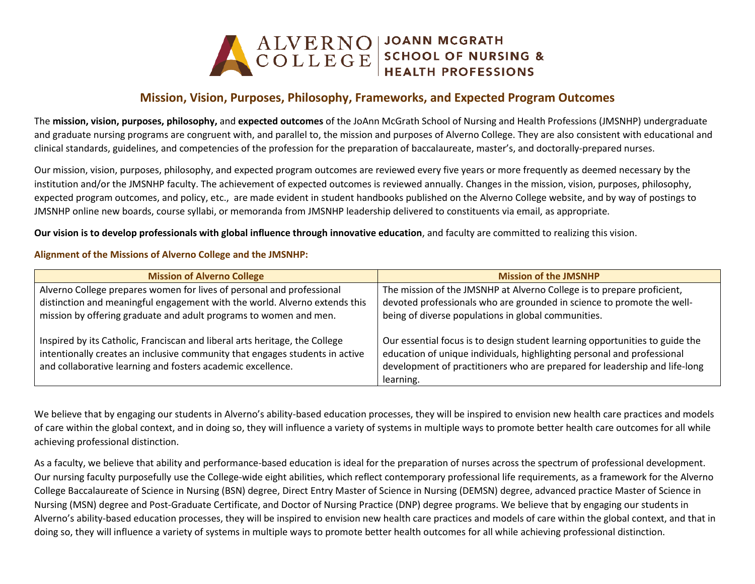# Mission, Vision, Purposes, Philosophy, Frameworks, and Expected Program Outcomes

The **mission, vision, purposes, philosophy,** and **expected outcomes** of the JoAnn McGrath School of Nursing and Health Professions (JMSNHP) undergraduate and graduate nursing programs are congruent with, and parallel to, the mission and purposes of Alverno College. They are also consistent with educational and clinical standards, guidelines, and competencies of the profession for the preparation of baccalaureate, master's, and doctorally-prepared nurses.

Our mission, vision, purposes, philosophy, and expected program outcomes are reviewed every five years or more frequently as deemed necessary by the institution and/or the JMSNHP faculty. The achievement of expected outcomes is reviewed annually. Changes in the mission, vision, purposes, philosophy, expected program outcomes, and policy, etc., are made evident in student handbooks published on the Alverno College website, and by way of postings to JMSNHP online new boards, course syllabi, or memoranda from JMSNHP leadership delivered to constituents via email, as appropriate.

**Our vision is to develop professionals with global influence through innovative education**, and faculty are committed to realizing this vision.

### Alignment of the Missions of Alverno College and the JMSNHP:

| Mission of Alverno College | Mission of the JMSNHP |
|---|---|
| Alverno College prepares women for lives of personal and professional distinction and meaningful engagement with the world. Alverno extends this mission by offering graduate and adult programs to women and men.<br><br>Inspired by its Catholic, Franciscan and liberal arts heritage, the College intentionally creates an inclusive community that engages students in active and collaborative learning and fosters academic excellence. | The mission of the JMSNHP at Alverno College is to prepare proficient, devoted professionals who are grounded in science to promote the well-being of diverse populations in global communities.<br><br>Our essential focus is to design student learning opportunities to guide the education of unique individuals, highlighting personal and professional development of practitioners who are prepared for leadership and life-long learning. |

We believe that by engaging our students in Alverno's ability-based education processes, they will be inspired to envision new health care practices and models of care within the global context, and in doing so, they will influence a variety of systems in multiple ways to promote better health care outcomes for all while achieving professional distinction.

As a faculty, we believe that ability and performance-based education is ideal for the preparation of nurses across the spectrum of professional development. Our nursing faculty purposefully use the College-wide eight abilities, which reflect contemporary professional life requirements, as a framework for the Alverno College Baccalaureate of Science in Nursing (BSN) degree, Direct Entry Master of Science in Nursing (DEMSN) degree, advanced practice Master of Science in Nursing (MSN) degree and Post-Graduate Certificate, and Doctor of Nursing Practice (DNP) degree programs. We believe that by engaging our students in Alverno's ability-based education processes, they will be inspired to envision new health care practices and models of care within the global context, and that in doing so, they will influence a variety of systems in multiple ways to promote better health outcomes for all while achieving professional distinction.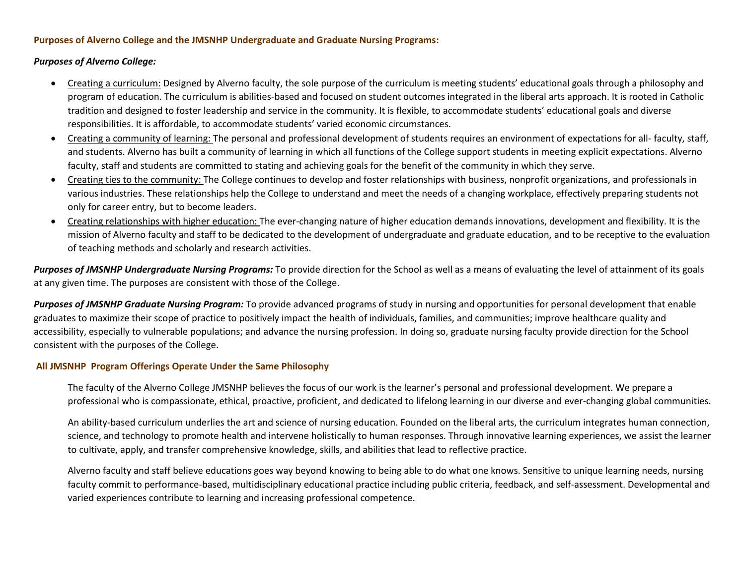### Purposes of Alverno College and the JMSNHP Undergraduate and Graduate Nursing Programs:

***Purposes of Alverno College:***

- Creating a curriculum: Designed by Alverno faculty, the sole purpose of the curriculum is meeting students' educational goals through a philosophy and program of education. The curriculum is abilities-based and focused on student outcomes integrated in the liberal arts approach. It is rooted in Catholic tradition and designed to foster leadership and service in the community. It is flexible, to accommodate students' educational goals and diverse responsibilities. It is affordable, to accommodate students' varied economic circumstances.
- Creating a community of learning: The personal and professional development of students requires an environment of expectations for all- faculty, staff, and students. Alverno has built a community of learning in which all functions of the College support students in meeting explicit expectations. Alverno faculty, staff and students are committed to stating and achieving goals for the benefit of the community in which they serve.
- Creating ties to the community: The College continues to develop and foster relationships with business, nonprofit organizations, and professionals in various industries. These relationships help the College to understand and meet the needs of a changing workplace, effectively preparing students not only for career entry, but to become leaders.
- Creating relationships with higher education: The ever-changing nature of higher education demands innovations, development and flexibility. It is the mission of Alverno faculty and staff to be dedicated to the development of undergraduate and graduate education, and to be receptive to the evaluation of teaching methods and scholarly and research activities.

***Purposes of JMSNHP Undergraduate Nursing Programs:*** To provide direction for the School as well as a means of evaluating the level of attainment of its goals at any given time. The purposes are consistent with those of the College.

***Purposes of JMSNHP Graduate Nursing Program:*** To provide advanced programs of study in nursing and opportunities for personal development that enable graduates to maximize their scope of practice to positively impact the health of individuals, families, and communities; improve healthcare quality and accessibility, especially to vulnerable populations; and advance the nursing profession. In doing so, graduate nursing faculty provide direction for the School consistent with the purposes of the College.

### All JMSNHP Program Offerings Operate Under the Same Philosophy

The faculty of the Alverno College JMSNHP believes the focus of our work is the learner's personal and professional development. We prepare a professional who is compassionate, ethical, proactive, proficient, and dedicated to lifelong learning in our diverse and ever-changing global communities.

An ability-based curriculum underlies the art and science of nursing education. Founded on the liberal arts, the curriculum integrates human connection, science, and technology to promote health and intervene holistically to human responses. Through innovative learning experiences, we assist the learner to cultivate, apply, and transfer comprehensive knowledge, skills, and abilities that lead to reflective practice.

Alverno faculty and staff believe educations goes way beyond knowing to being able to do what one knows. Sensitive to unique learning needs, nursing faculty commit to performance-based, multidisciplinary educational practice including public criteria, feedback, and self-assessment. Developmental and varied experiences contribute to learning and increasing professional competence.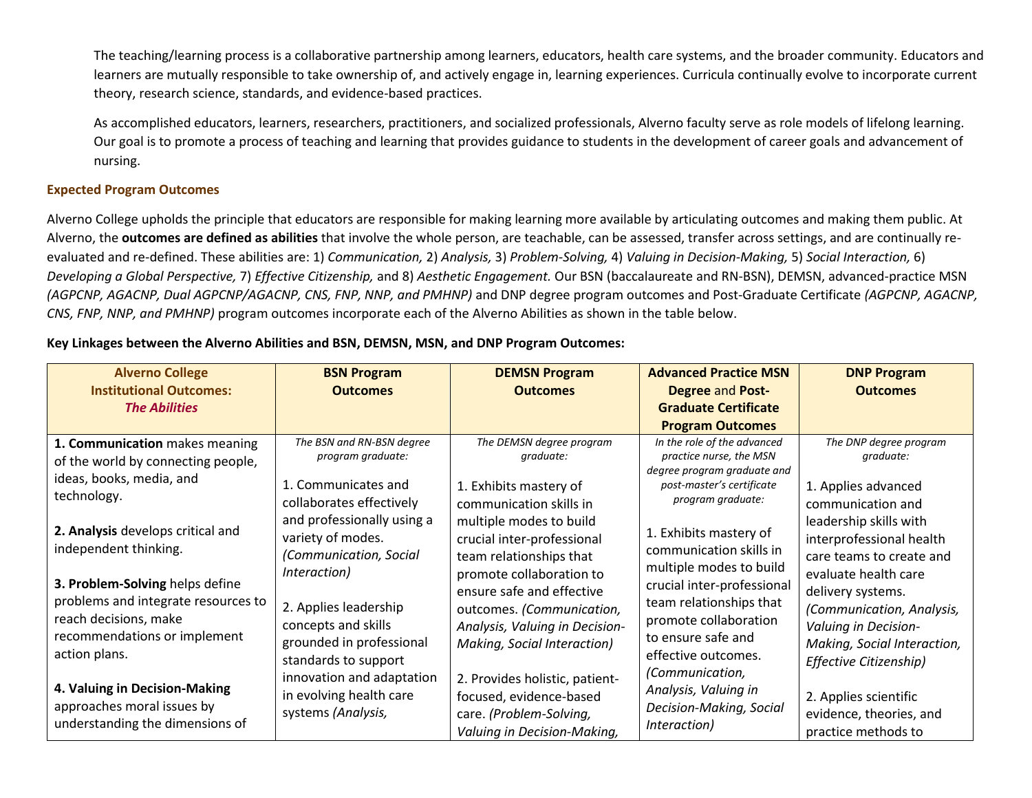The teaching/learning process is a collaborative partnership among learners, educators, health care systems, and the broader community. Educators and learners are mutually responsible to take ownership of, and actively engage in, learning experiences. Curricula continually evolve to incorporate current theory, research science, standards, and evidence-based practices.

As accomplished educators, learners, researchers, practitioners, and socialized professionals, Alverno faculty serve as role models of lifelong learning. Our goal is to promote a process of teaching and learning that provides guidance to students in the development of career goals and advancement of nursing.

### Expected Program Outcomes

Alverno College upholds the principle that educators are responsible for making learning more available by articulating outcomes and making them public. At Alverno, the **outcomes are defined as abilities** that involve the whole person, are teachable, can be assessed, transfer across settings, and are continually re-evaluated and re-defined. These abilities are: 1) *Communication,* 2) *Analysis,* 3) *Problem-Solving,* 4) *Valuing in Decision-Making,* 5) *Social Interaction,* 6) *Developing a Global Perspective,* 7) *Effective Citizenship,* and 8) *Aesthetic Engagement.* Our BSN (baccalaureate and RN-BSN), DEMSN, advanced-practice MSN *(AGPCNP, AGACNP, Dual AGPCNP/AGACNP, CNS, FNP, NNP, and PMHNP)* and DNP degree program outcomes and Post-Graduate Certificate *(AGPCNP, AGACNP, CNS, FNP, NNP, and PMHNP)* program outcomes incorporate each of the Alverno Abilities as shown in the table below.

**Key Linkages between the Alverno Abilities and BSN, DEMSN, MSN, and DNP Program Outcomes:**

| **Alverno College Institutional Outcomes: *The Abilities*** | **BSN Program Outcomes** | **DEMSN Program Outcomes** | **Advanced Practice MSN Degree and Post-Graduate Certificate Program Outcomes** | **DNP Program Outcomes** |
|---|---|---|---|---|
| **1. Communication** makes meaning of the world by connecting people, ideas, books, media, and technology.<br><br>**2. Analysis** develops critical and independent thinking.<br><br>**3. Problem-Solving** helps define problems and integrate resources to reach decisions, make recommendations or implement action plans.<br><br>**4. Valuing in Decision-Making** approaches moral issues by understanding the dimensions of | *The BSN and RN-BSN degree program graduate:*<br><br>1. Communicates and collaborates effectively and professionally using a variety of modes. *(Communication, Social Interaction)*<br><br>2. Applies leadership concepts and skills grounded in professional standards to support innovation and adaptation in evolving health care systems *(Analysis,* | *The DEMSN degree program graduate:*<br><br>1. Exhibits mastery of communication skills in multiple modes to build crucial inter-professional team relationships that promote collaboration to ensure safe and effective outcomes. *(Communication, Analysis, Valuing in Decision-Making, Social Interaction)*<br><br>2. Provides holistic, patient-focused, evidence-based care. *(Problem-Solving, Valuing in Decision-Making,* | *In the role of the advanced practice nurse, the MSN degree program graduate and post-master's certificate program graduate:*<br><br>1. Exhibits mastery of communication skills in multiple modes to build crucial inter-professional team relationships that promote collaboration to ensure safe and effective outcomes. *(Communication, Analysis, Valuing in Decision-Making, Social Interaction)* | *The DNP degree program graduate:*<br><br>1. Applies advanced communication and leadership skills with interprofessional health care teams to create and evaluate health care delivery systems. *(Communication, Analysis, Valuing in Decision-Making, Social Interaction, Effective Citizenship)*<br><br>2. Applies scientific evidence, theories, and practice methods to |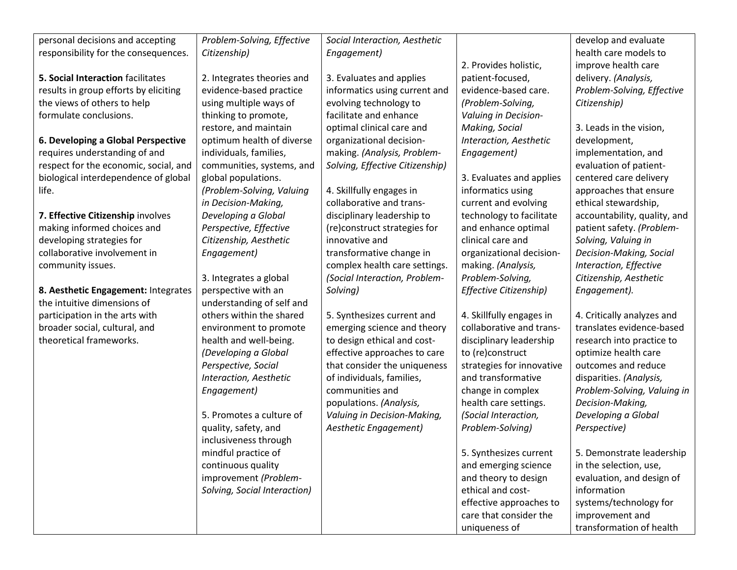| | | | | |
|---|---|---|---|---|
| personal decisions and accepting responsibility for the consequences.<br><br>**5. Social Interaction** facilitates results in group efforts by eliciting the views of others to help formulate conclusions.<br><br>**6. Developing a Global Perspective** requires understanding of and respect for the economic, social, and biological interdependence of global life.<br><br>**7. Effective Citizenship** involves making informed choices and developing strategies for collaborative involvement in community issues.<br><br>**8. Aesthetic Engagement:** Integrates the intuitive dimensions of participation in the arts with broader social, cultural, and theoretical frameworks. | *Problem-Solving, Effective Citizenship)*<br><br>2. Integrates theories and evidence-based practice using multiple ways of thinking to promote, restore, and maintain optimum health of diverse individuals, families, communities, systems, and global populations. *(Problem-Solving, Valuing in Decision-Making, Developing a Global Perspective, Effective Citizenship, Aesthetic Engagement)*<br><br>3. Integrates a global perspective with an understanding of self and others within the shared environment to promote health and well-being. *(Developing a Global Perspective, Social Interaction, Aesthetic Engagement)*<br><br>5. Promotes a culture of quality, safety, and inclusiveness through mindful practice of continuous quality improvement *(Problem-Solving, Social Interaction)* | *Social Interaction, Aesthetic Engagement)*<br><br>3. Evaluates and applies informatics using current and evolving technology to facilitate and enhance optimal clinical care and organizational decision-making. *(Analysis, Problem-Solving, Effective Citizenship)*<br><br>4. Skillfully engages in collaborative and trans-disciplinary leadership to (re)construct strategies for innovative and transformative change in complex health care settings. *(Social Interaction, Problem-Solving)*<br><br>5. Synthesizes current and emerging science and theory to design ethical and cost-effective approaches to care that consider the uniqueness of individuals, families, communities and populations. *(Analysis, Valuing in Decision-Making, Aesthetic Engagement)* | 2. Provides holistic, patient-focused, evidence-based care. *(Problem-Solving, Valuing in Decision-Making, Social Interaction, Aesthetic Engagement)*<br><br>3. Evaluates and applies informatics using current and evolving technology to facilitate and enhance optimal clinical care and organizational decision-making. *(Analysis, Problem-Solving, Effective Citizenship)*<br><br>4. Skillfully engages in collaborative and trans-disciplinary leadership to (re)construct strategies for innovative and transformative change in complex health care settings. *(Social Interaction, Problem-Solving)*<br><br>5. Synthesizes current and emerging science and theory to design ethical and cost-effective approaches to care that consider the uniqueness of | develop and evaluate health care models to improve health care delivery. *(Analysis, Problem-Solving, Effective Citizenship)*<br><br>3. Leads in the vision, development, implementation, and evaluation of patient-centered care delivery approaches that ensure ethical stewardship, accountability, quality, and patient safety. *(Problem-Solving, Valuing in Decision-Making, Social Interaction, Effective Citizenship, Aesthetic Engagement).*<br><br>4. Critically analyzes and translates evidence-based research into practice to optimize health care outcomes and reduce disparities. *(Analysis, Problem-Solving, Valuing in Decision-Making, Developing a Global Perspective)*<br><br>5. Demonstrate leadership in the selection, use, evaluation, and design of information systems/technology for improvement and transformation of health |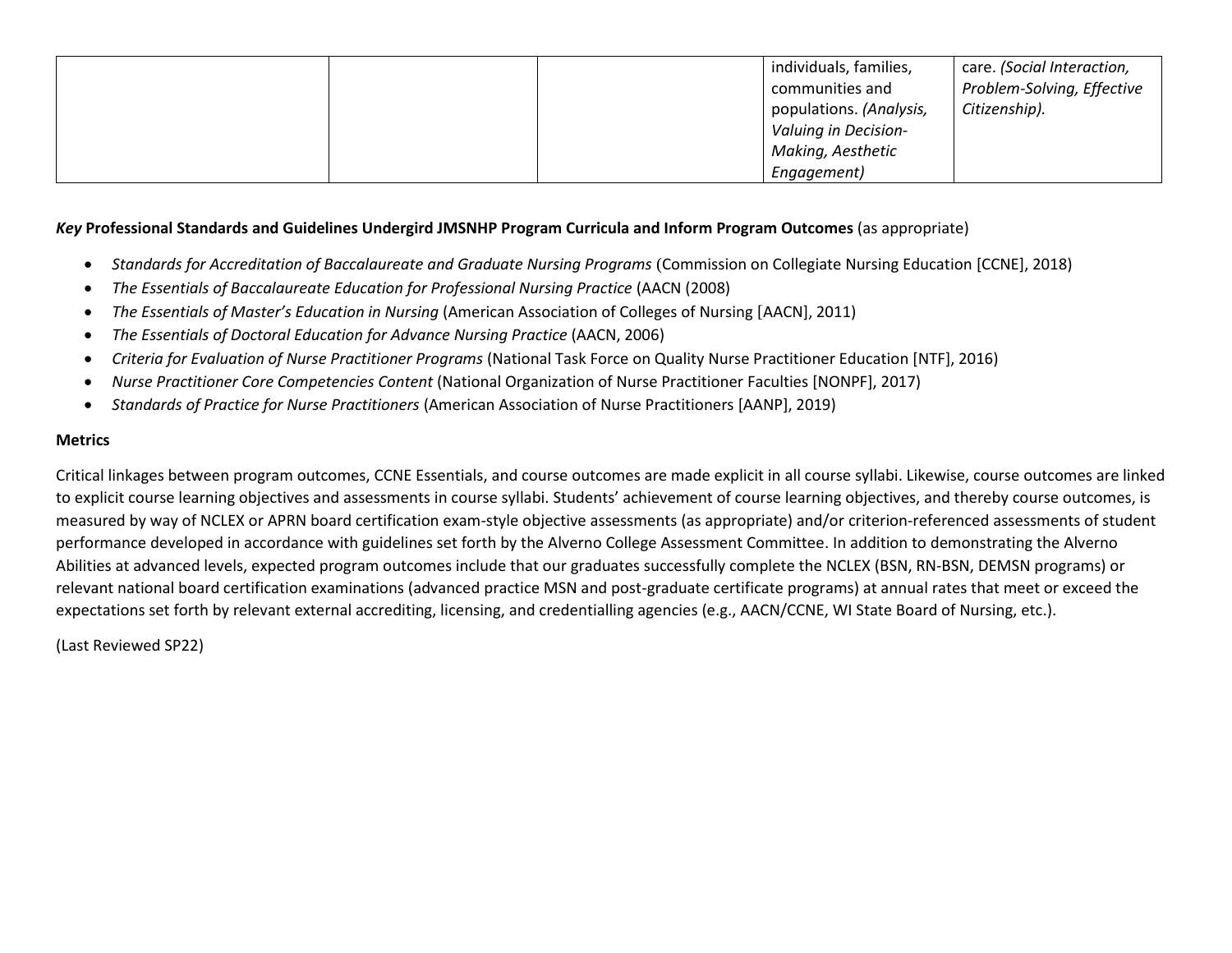| | | | | |
|---|---|---|---|---|
| | | | individuals, families, communities and populations. *(Analysis, Valuing in Decision-Making, Aesthetic Engagement)* | care. *(Social Interaction, Problem-Solving, Effective Citizenship).* |

***Key* Professional Standards and Guidelines Undergird JMSNHP Program Curricula and Inform Program Outcomes** (as appropriate)

- *Standards for Accreditation of Baccalaureate and Graduate Nursing Programs* (Commission on Collegiate Nursing Education [CCNE], 2018)
- *The Essentials of Baccalaureate Education for Professional Nursing Practice* (AACN (2008)
- *The Essentials of Master's Education in Nursing* (American Association of Colleges of Nursing [AACN], 2011)
- *The Essentials of Doctoral Education for Advance Nursing Practice* (AACN, 2006)
- *Criteria for Evaluation of Nurse Practitioner Programs* (National Task Force on Quality Nurse Practitioner Education [NTF], 2016)
- *Nurse Practitioner Core Competencies Content* (National Organization of Nurse Practitioner Faculties [NONPF], 2017)
- *Standards of Practice for Nurse Practitioners* (American Association of Nurse Practitioners [AANP], 2019)

**Metrics**

Critical linkages between program outcomes, CCNE Essentials, and course outcomes are made explicit in all course syllabi. Likewise, course outcomes are linked to explicit course learning objectives and assessments in course syllabi. Students' achievement of course learning objectives, and thereby course outcomes, is measured by way of NCLEX or APRN board certification exam-style objective assessments (as appropriate) and/or criterion-referenced assessments of student performance developed in accordance with guidelines set forth by the Alverno College Assessment Committee. In addition to demonstrating the Alverno Abilities at advanced levels, expected program outcomes include that our graduates successfully complete the NCLEX (BSN, RN-BSN, DEMSN programs) or relevant national board certification examinations (advanced practice MSN and post-graduate certificate programs) at annual rates that meet or exceed the expectations set forth by relevant external accrediting, licensing, and credentialling agencies (e.g., AACN/CCNE, WI State Board of Nursing, etc.).

(Last Reviewed SP22)